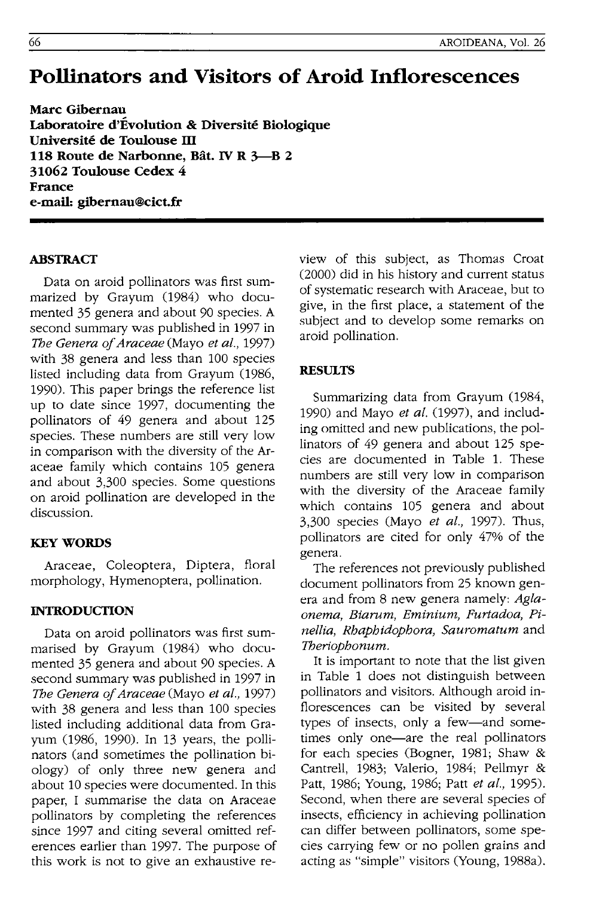# Pollinators and Visitors of Aroid Inflorescences

**Marc Gibernau**
**Laboratoire d'Évolution & Diversité Biologique**
**Université de Toulouse III**
**118 Route de Narbonne, Bât. IV R 3—B 2**
**31062 Toulouse Cedex 4**
**France**
**e-mail: gibernau@cict.fr**

## ABSTRACT

Data on aroid pollinators was first summarized by Grayum (1984) who documented 35 genera and about 90 species. A second summary was published in 1997 in *The Genera of Araceae* (Mayo *et al.*, 1997) with 38 genera and less than 100 species listed including data from Grayum (1986, 1990). This paper brings the reference list up to date since 1997, documenting the pollinators of 49 genera and about 125 species. These numbers are still very low in comparison with the diversity of the Araceae family which contains 105 genera and about 3,300 species. Some questions on aroid pollination are developed in the discussion.

## KEY WORDS

Araceae, Coleoptera, Diptera, floral morphology, Hymenoptera, pollination.

## INTRODUCTION

Data on aroid pollinators was first summarised by Grayum (1984) who documented 35 genera and about 90 species. A second summary was published in 1997 in *The Genera of Araceae* (Mayo *et al.*, 1997) with 38 genera and less than 100 species listed including additional data from Grayum (1986, 1990). In 13 years, the pollinators (and sometimes the pollination biology) of only three new genera and about 10 species were documented. In this paper, I summarise the data on Araceae pollinators by completing the references since 1997 and citing several omitted references earlier than 1997. The purpose of this work is not to give an exhaustive review of this subject, as Thomas Croat (2000) did in his history and current status of systematic research with Araceae, but to give, in the first place, a statement of the subject and to develop some remarks on aroid pollination.

## RESULTS

Summarizing data from Grayum (1984, 1990) and Mayo *et al.* (1997), and including omitted and new publications, the pollinators of 49 genera and about 125 species are documented in Table 1. These numbers are still very low in comparison with the diversity of the Araceae family which contains 105 genera and about 3,300 species (Mayo *et al.*, 1997). Thus, pollinators are cited for only 47% of the genera.

The references not previously published document pollinators from 25 known genera and from 8 new genera namely: *Aglaonema, Biarum, Eminium, Furtadoa, Pinellia, Rhaphidophora, Sauromatum* and *Theriophonum*.

It is important to note that the list given in Table 1 does not distinguish between pollinators and visitors. Although aroid inflorescences can be visited by several types of insects, only a few—and sometimes only one—are the real pollinators for each species (Bogner, 1981; Shaw & Cantrell, 1983; Valerio, 1984; Pellmyr & Patt, 1986; Young, 1986; Patt *et al.*, 1995). Second, when there are several species of insects, efficiency in achieving pollination can differ between pollinators, some species carrying few or no pollen grains and acting as "simple" visitors (Young, 1988a).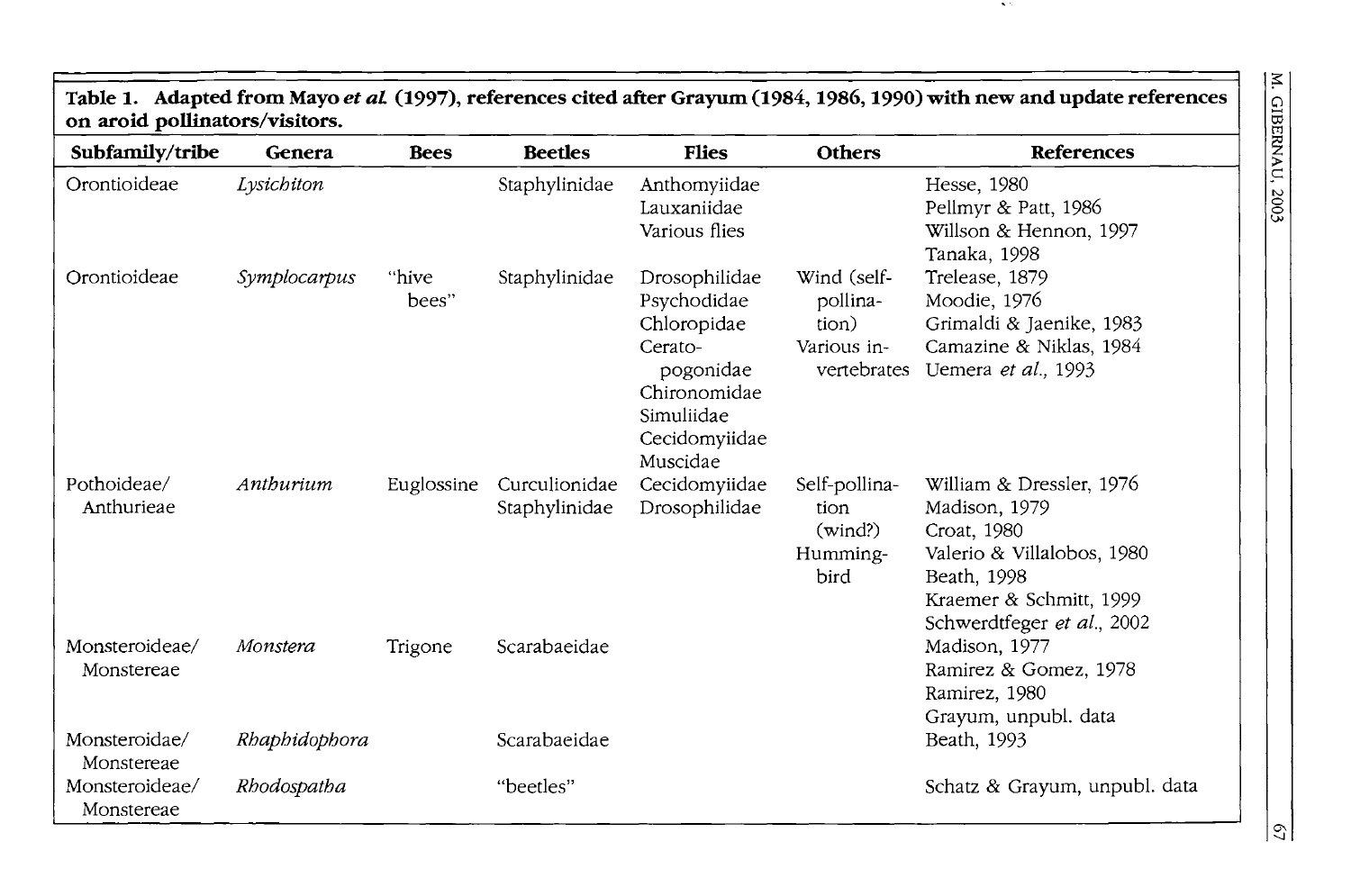**Table 1. Adapted from Mayo *et al.* (1997), references cited after Grayum (1984, 1986, 1990) with new and update references on aroid pollinators/visitors.**

| Subfamily/tribe | Genera | Bees | Beetles | Flies | Others | References |
|---|---|---|---|---|---|---|
| Orontioideae | *Lysichiton* | | Staphylinidae | Anthomyiidae<br>Lauxaniidae<br>Various flies | | Hesse, 1980<br>Pellmyr & Patt, 1986<br>Willson & Hennon, 1997<br>Tanaka, 1998 |
| Orontioideae | *Symplocarpus* | "hive bees" | Staphylinidae | Drosophilidae<br>Psychodidae<br>Chloropidae<br>Cerato-pogonidae<br>Chironomidae<br>Simuliidae<br>Cecidomyiidae<br>Muscidae | Wind (self-pollination)<br>Various invertebrates | Trelease, 1879<br>Moodie, 1976<br>Grimaldi & Jaenike, 1983<br>Camazine & Niklas, 1984<br>Uemera *et al.*, 1993 |
| Pothoideae/ Anthurieae | *Anthurium* | Euglossine | Curculionidae<br>Staphylinidae | Cecidomyiidae<br>Drosophilidae | Self-pollination (wind?)<br>Humming-bird | William & Dressler, 1976<br>Madison, 1979<br>Croat, 1980<br>Valerio & Villalobos, 1980<br>Beath, 1998<br>Kraemer & Schmitt, 1999<br>Schwerdtfeger *et al.*, 2002 |
| Monsteroideae/ Monstereae | *Monstera* | Trigone | Scarabaeidae | | | Madison, 1977<br>Ramirez & Gomez, 1978<br>Ramirez, 1980<br>Grayum, unpubl. data |
| Monsteroidae/ Monstereae | *Rhaphidophora* | | Scarabaeidae | | | Beath, 1993 |
| Monsteroideae/ Monstereae | *Rhodospatha* | | "beetles" | | | Schatz & Grayum, unpubl. data |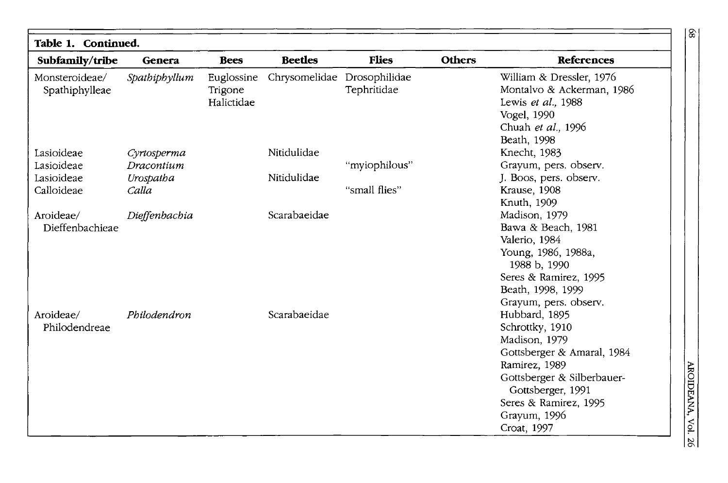**Table 1. Continued.**

| Subfamily/tribe | Genera | Bees | Beetles | Flies | Others | References |
|---|---|---|---|---|---|---|
| Monsteroideae/ Spathiphylleae | *Spathiphyllum* | Euglossine<br>Trigone<br>Halictidae | Chrysomelidae | Drosophilidae<br>Tephritidae | | William & Dressler, 1976<br>Montalvo & Ackerman, 1986<br>Lewis *et al.,* 1988<br>Vogel, 1990<br>Chuah *et al.,* 1996<br>Beath, 1998 |
| Lasioideae | *Cyrtosperma* | | Nitidulidae | | | Knecht, 1983 |
| Lasioideae | *Dracontium* | | | "myiophilous" | | Grayum, pers. observ. |
| Lasioideae | *Urospatha* | | Nitidulidae | | | J. Boos, pers. observ. |
| Calloideae | *Calla* | | | "small flies" | | Krause, 1908<br>Knuth, 1909 |
| Aroideae/ Dieffenbachieae | *Dieffenbachia* | | Scarabaeidae | | | Madison, 1979<br>Bawa & Beach, 1981<br>Valerio, 1984<br>Young, 1986, 1988a, 1988 b, 1990<br>Seres & Ramirez, 1995<br>Beath, 1998, 1999<br>Grayum, pers. observ. |
| Aroideae/ Philodendreae | *Philodendron* | | Scarabaeidae | | | Hubbard, 1895<br>Schrottky, 1910<br>Madison, 1979<br>Gottsberger & Amaral, 1984<br>Ramirez, 1989<br>Gottsberger & Silberbauer-Gottsberger, 1991<br>Seres & Ramirez, 1995<br>Grayum, 1996<br>Croat, 1997 |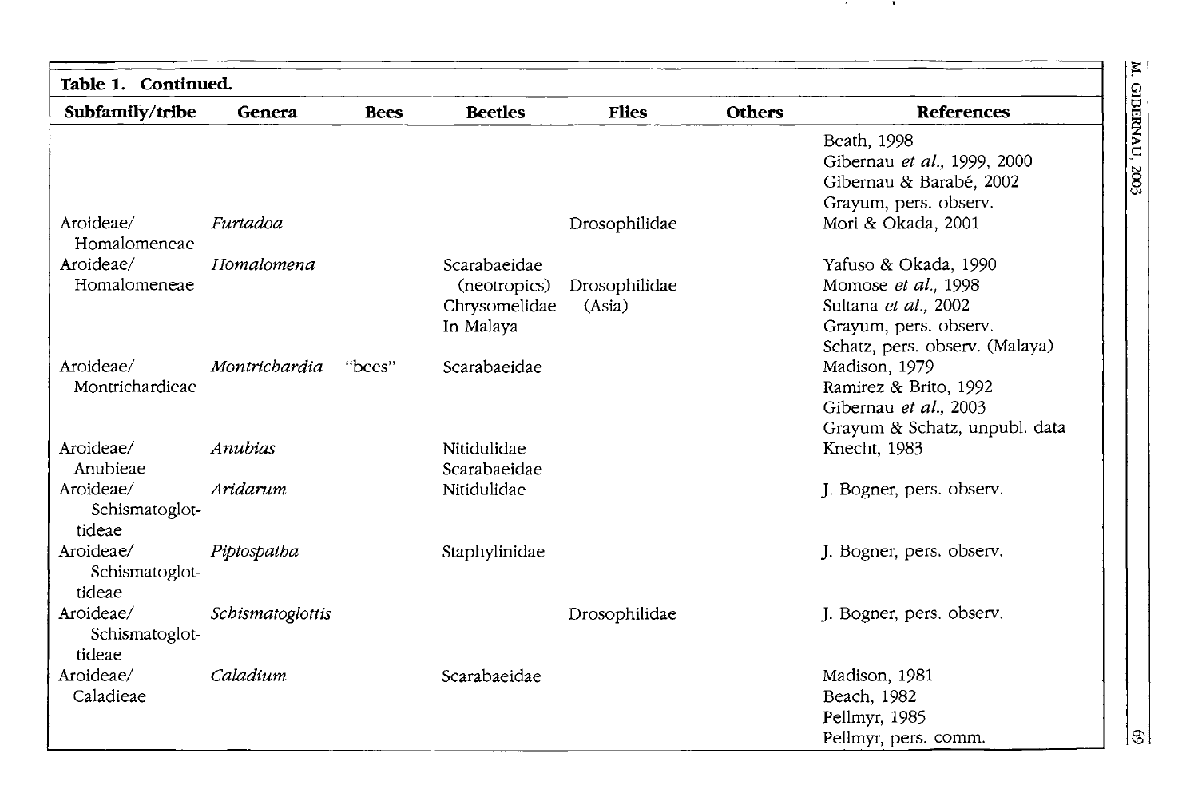| **Table 1. Continued.** | | | | | | |
|---|---|---|---|---|---|---|
| **Subfamily/tribe** | **Genera** | **Bees** | **Beetles** | **Flies** | **Others** | **References** |
| | | | | | | Beath, 1998<br>Gibernau *et al.,* 1999, 2000<br>Gibernau & Barabé, 2002<br>Grayum, pers. observ. |
| Aroideae/ Homalomeneae | *Furtadoa* | | | Drosophilidae | | Mori & Okada, 2001 |
| Aroideae/ Homalomeneae | *Homalomena* | | Scarabaeidae (neotropics)<br>Chrysomelidae In Malaya | Drosophilidae (Asia) | | Yafuso & Okada, 1990<br>Momose *et al.,* 1998<br>Sultana *et al.,* 2002<br>Grayum, pers. observ.<br>Schatz, pers. observ. (Malaya) |
| Aroideae/ Montrichardieae | *Montrichardia* | "bees" | Scarabaeidae | | | Madison, 1979<br>Ramirez & Brito, 1992<br>Gibernau *et al.,* 2003<br>Grayum & Schatz, unpubl. data |
| Aroideae/ Anubieae | *Anubias* | | Nitidulidae<br>Scarabaeidae | | | Knecht, 1983 |
| Aroideae/ Schismatoglottideae | *Aridarum* | | Nitidulidae | | | J. Bogner, pers. observ. |
| Aroideae/ Schismatoglottideae | *Piptospatha* | | Staphylinidae | | | J. Bogner, pers. observ. |
| Aroideae/ Schismatoglottideae | *Schismatoglottis* | | | Drosophilidae | | J. Bogner, pers. observ. |
| Aroideae/ Caladieae | *Caladium* | | Scarabaeidae | | | Madison, 1981<br>Beach, 1982<br>Pellmyr, 1985<br>Pellmyr, pers. comm. |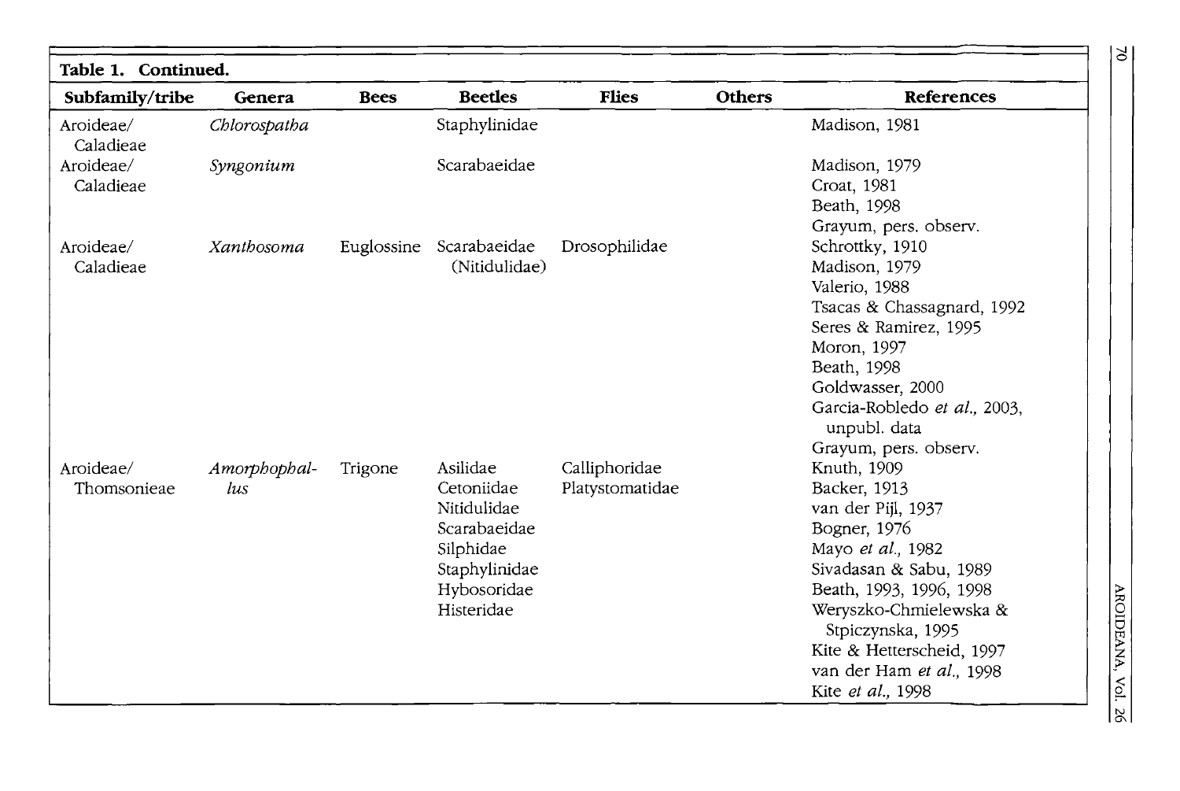**Table 1. Continued.**

| Subfamily/tribe | Genera | Bees | Beetles | Flies | Others | References |
|---|---|---|---|---|---|---|
| Aroideae/ Caladieae | *Chlorospatha* | | Staphylinidae | | | Madison, 1981 |
| Aroideae/ Caladieae | *Syngonium* | | Scarabaeidae | | | Madison, 1979<br>Croat, 1981<br>Beath, 1998<br>Grayum, pers. observ. |
| Aroideae/ Caladieae | *Xanthosoma* | Euglossine | Scarabaeidae<br>(Nitidulidae) | Drosophilidae | | Schrottky, 1910<br>Madison, 1979<br>Valerio, 1988<br>Tsacas & Chassagnard, 1992<br>Seres & Ramirez, 1995<br>Moron, 1997<br>Beath, 1998<br>Goldwasser, 2000<br>Garcia-Robledo *et al.*, 2003, unpubl. data<br>Grayum, pers. observ. |
| Aroideae/ Thomsonieae | *Amorphophallus* | Trigone | Asilidae<br>Cetoniidae<br>Nitidulidae<br>Scarabaeidae<br>Silphidae<br>Staphylinidae<br>Hybosoridae<br>Histeridae | Calliphoridae<br>Platystomatidae | | Knuth, 1909<br>Backer, 1913<br>van der Pijl, 1937<br>Bogner, 1976<br>Mayo *et al.*, 1982<br>Sivadasan & Sabu, 1989<br>Beath, 1993, 1996, 1998<br>Weryszko-Chmielewska & Stpiczynska, 1995<br>Kite & Hetterscheid, 1997<br>van der Ham *et al.*, 1998<br>Kite *et al.*, 1998 |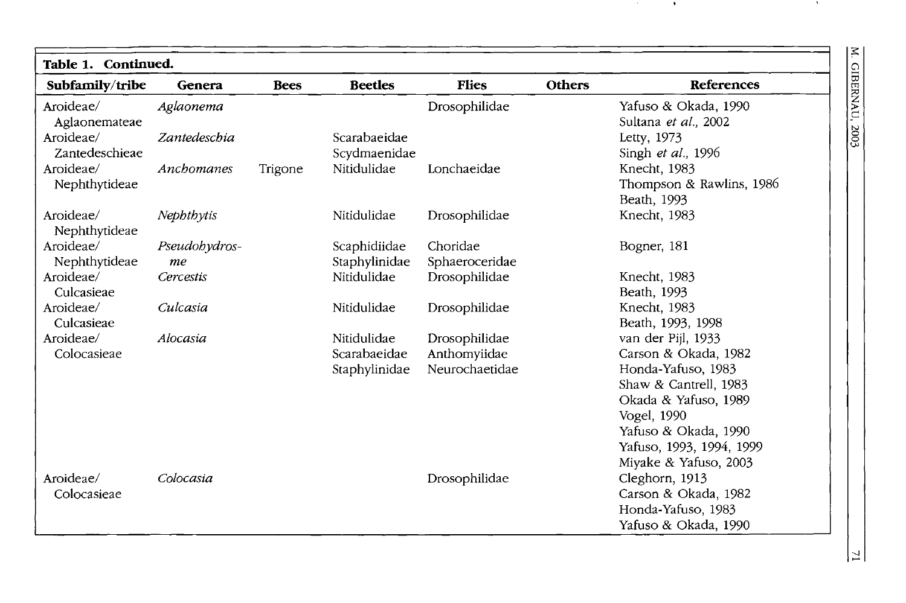**Table 1. Continued.**

| Subfamily/tribe | Genera | Bees | Beetles | Flies | Others | References |
|---|---|---|---|---|---|---|
| Aroideae/ Aglaonemateae | *Aglaonema* | | | Drosophilidae | | Yafuso & Okada, 1990<br>Sultana *et al.,* 2002 |
| Aroideae/ Zantedeschieae | *Zantedeschia* | | Scarabaeidae<br>Scydmaenidae | | | Letty, 1973<br>Singh *et al.,* 1996 |
| Aroideae/ Nephthytideae | *Anchomanes* | Trigone | Nitidulidae | Lonchaeidae | | Knecht, 1983<br>Thompson & Rawlins, 1986<br>Beath, 1993 |
| Aroideae/ Nephthytideae | *Nephthytis* | | Nitidulidae | Drosophilidae | | Knecht, 1983 |
| Aroideae/ Nephthytideae | *Pseudohydrosme* | | Scaphidiidae<br>Staphylinidae | Choridae<br>Sphaeroceridae | | Bogner, 181 |
| Aroideae/ Culcasieae | *Cercestis* | | Nitidulidae | Drosophilidae | | Knecht, 1983<br>Beath, 1993 |
| Aroideae/ Culcasieae | *Culcasia* | | Nitidulidae | Drosophilidae | | Knecht, 1983<br>Beath, 1993, 1998 |
| Aroideae/ Colocasieae | *Alocasia* | | Nitidulidae<br>Scarabaeidae<br>Staphylinidae | Drosophilidae<br>Anthomyiidae<br>Neurochaetidae | | van der Pijl, 1933<br>Carson & Okada, 1982<br>Honda-Yafuso, 1983<br>Shaw & Cantrell, 1983<br>Okada & Yafuso, 1989<br>Vogel, 1990<br>Yafuso & Okada, 1990<br>Yafuso, 1993, 1994, 1999<br>Miyake & Yafuso, 2003 |
| Aroideae/ Colocasieae | *Colocasia* | | | Drosophilidae | | Cleghorn, 1913<br>Carson & Okada, 1982<br>Honda-Yafuso, 1983<br>Yafuso & Okada, 1990 |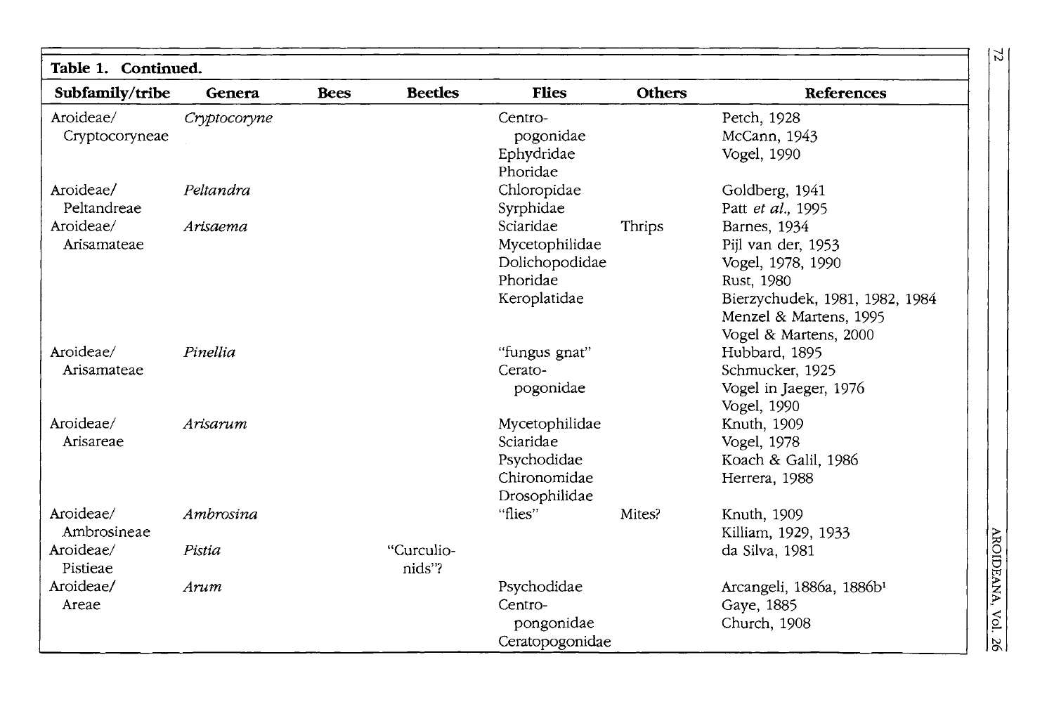**Table 1. Continued.**

| Subfamily/tribe | Genera | Bees | Beetles | Flies | Others | References |
|---|---|---|---|---|---|---|
| Aroideae/ Cryptocoryneae | *Cryptocoryne* | | | Centro-pogonidae<br>Ephydridae<br>Phoridae | | Petch, 1928<br>McCann, 1943<br>Vogel, 1990 |
| Aroideae/ Peltandreae | *Peltandra* | | | Chloropidae<br>Syrphidae | | Goldberg, 1941<br>Patt *et al.,* 1995 |
| Aroideae/ Arisamateae | *Arisaema* | | | Sciaridae<br>Mycetophilidae<br>Dolichopodidae<br>Phoridae<br>Keroplatidae | Thrips | Barnes, 1934<br>Pijl van der, 1953<br>Vogel, 1978, 1990<br>Rust, 1980<br>Bierzychudek, 1981, 1982, 1984<br>Menzel & Martens, 1995<br>Vogel & Martens, 2000 |
| Aroideae/ Arisamateae | *Pinellia* | | | "fungus gnat"<br>Cerato-pogonidae | | Hubbard, 1895<br>Schmucker, 1925<br>Vogel in Jaeger, 1976<br>Vogel, 1990 |
| Aroideae/ Arisareae | *Arisarum* | | | Mycetophilidae<br>Sciaridae<br>Psychodidae<br>Chironomidae<br>Drosophilidae | | Knuth, 1909<br>Vogel, 1978<br>Koach & Galil, 1986<br>Herrera, 1988 |
| Aroideae/ Ambrosineae | *Ambrosina* | | | "flies" | Mites? | Knuth, 1909<br>Killiam, 1929, 1933 |
| Aroideae/ Pistieae | *Pistia* | | "Curculio-nids"? | | | da Silva, 1981 |
| Aroideae/ Areae | *Arum* | | | Psychodidae<br>Centro-pongonidae<br>Ceratopogonidae | | Arcangeli, 1886a, 1886b[1]<br>Gaye, 1885<br>Church, 1908 |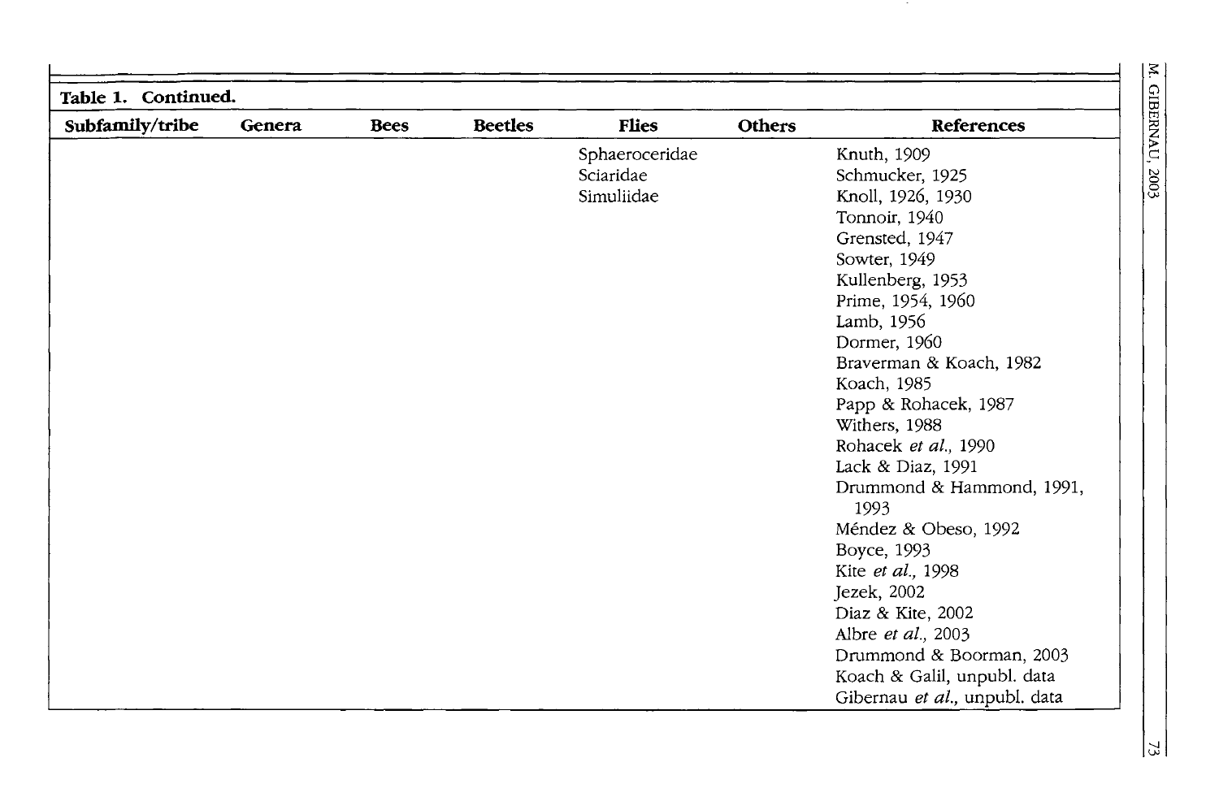**Table 1. Continued.**

| Subfamily/tribe | Genera | Bees | Beetles | Flies | Others | References |
|---|---|---|---|---|---|---|
| | | | | Sphaeroceridae | | Knuth, 1909 |
| | | | | Sciaridae | | Schmucker, 1925 |
| | | | | Simuliidae | | Knoll, 1926, 1930 |
| | | | | | | Tonnoir, 1940 |
| | | | | | | Grensted, 1947 |
| | | | | | | Sowter, 1949 |
| | | | | | | Kullenberg, 1953 |
| | | | | | | Prime, 1954, 1960 |
| | | | | | | Lamb, 1956 |
| | | | | | | Dormer, 1960 |
| | | | | | | Braverman & Koach, 1982 |
| | | | | | | Koach, 1985 |
| | | | | | | Papp & Rohacek, 1987 |
| | | | | | | Withers, 1988 |
| | | | | | | Rohacek *et al.*, 1990 |
| | | | | | | Lack & Diaz, 1991 |
| | | | | | | Drummond & Hammond, 1991, 1993 |
| | | | | | | Méndez & Obeso, 1992 |
| | | | | | | Boyce, 1993 |
| | | | | | | Kite *et al.*, 1998 |
| | | | | | | Jezek, 2002 |
| | | | | | | Diaz & Kite, 2002 |
| | | | | | | Albre *et al.*, 2003 |
| | | | | | | Drummond & Boorman, 2003 |
| | | | | | | Koach & Galil, unpubl. data |
| | | | | | | Gibernau *et al.*, unpubl. data |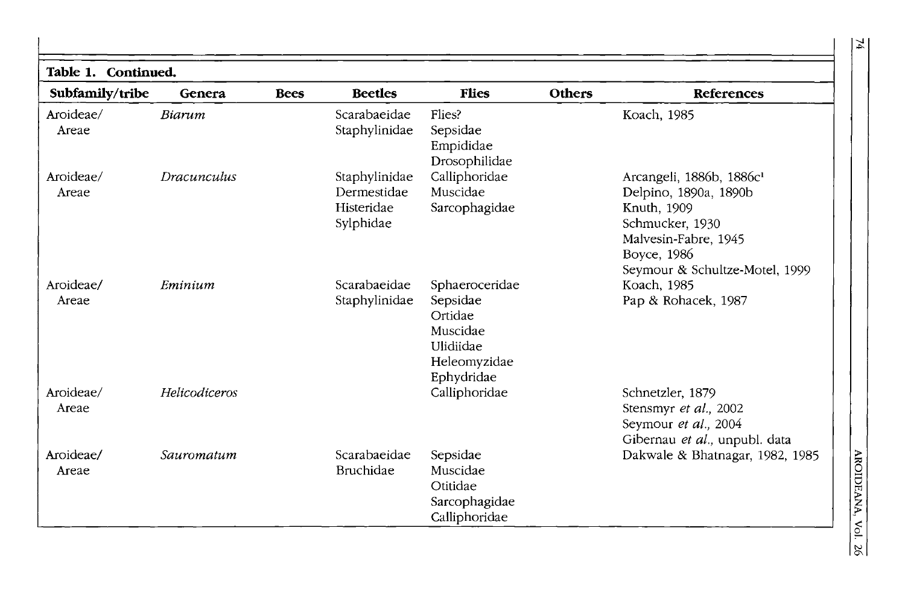**Table 1. Continued.**

| Subfamily/tribe | Genera | Bees | Beetles | Flies | Others | References |
|---|---|---|---|---|---|---|
| Aroideae/ Areae | *Biarum* | | Scarabaeidae<br>Staphylinidae | Flies?<br>Sepsidae<br>Empididae<br>Drosophilidae | | Koach, 1985 |
| Aroideae/ Areae | *Dracunculus* | | Staphylinidae<br>Dermestidae<br>Histeridae<br>Sylphidae | Calliphoridae<br>Muscidae<br>Sarcophagidae | | Arcangeli, 1886b, 1886c[1]<br>Delpino, 1890a, 1890b<br>Knuth, 1909<br>Schmucker, 1930<br>Malvesin-Fabre, 1945<br>Boyce, 1986<br>Seymour & Schultze-Motel, 1999 |
| Aroideae/ Areae | *Eminium* | | Scarabaeidae<br>Staphylinidae | Sphaeroceridae<br>Sepsidae<br>Ortidae<br>Muscidae<br>Ulidiidae<br>Heleomyzidae<br>Ephydridae | | Koach, 1985<br>Pap & Rohacek, 1987 |
| Aroideae/ Areae | *Helicodiceros* | | | Calliphoridae | | Schnetzler, 1879<br>Stensmyr *et al.,* 2002<br>Seymour *et al.,* 2004<br>Gibernau *et al.,* unpubl. data |
| Aroideae/ Areae | *Sauromatum* | | Scarabaeidae<br>Bruchidae | Sepsidae<br>Muscidae<br>Otitidae<br>Sarcophagidae<br>Calliphoridae | | Dakwale & Bhatnagar, 1982, 1985 |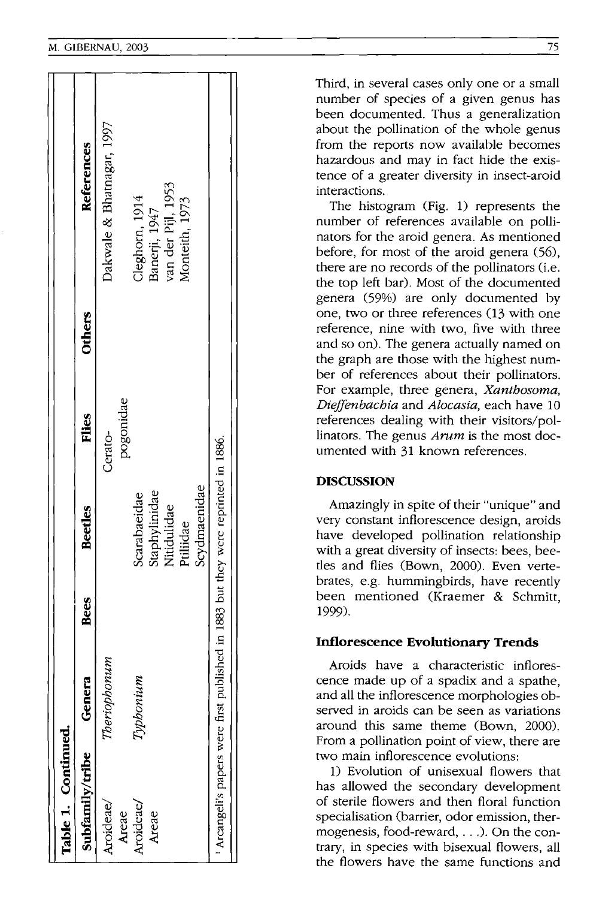**Table 1. Continued.**

| Subfamily/tribe | Genera | Bees | Beetles | Flies | Others | References |
|---|---|---|---|---|---|---|
| Aroideae/ Areae | *Theriophonum* | | | Ceratopogonidae | | Dakwale & Bhatnagar, 1997 |
| Aroideae/ Areae | *Typhonium* | | Scarabaeidae<br>Staphylinidae<br>Nitidulidae<br>Ptiliidae<br>Scydmaenidae | | | Cleghorn, 1914<br>Banerji, 1947<br>van der Pijl, 1953<br>Monteith, 1973 |

[1] Arcangeli's papers were first published in 1883 but they were reprinted in 1886.

Third, in several cases only one or a small number of species of a given genus has been documented. Thus a generalization about the pollination of the whole genus from the reports now available becomes hazardous and may in fact hide the existence of a greater diversity in insect-aroid interactions.

The histogram (Fig. 1) represents the number of references available on pollinators for the aroid genera. As mentioned before, for most of the aroid genera (56), there are no records of the pollinators (i.e. the top left bar). Most of the documented genera (59%) are only documented by one, two or three references (13 with one reference, nine with two, five with three and so on). The genera actually named on the graph are those with the highest number of references about their pollinators. For example, three genera, *Xanthosoma, Dieffenbachia* and *Alocasia*, each have 10 references dealing with their visitors/pollinators. The genus *Arum* is the most documented with 31 known references.

## DISCUSSION

Amazingly in spite of their "unique" and very constant inflorescence design, aroids have developed pollination relationship with a great diversity of insects: bees, beetles and flies (Bown, 2000). Even vertebrates, e.g. hummingbirds, have recently been mentioned (Kraemer & Schmitt, 1999).

### Inflorescence Evolutionary Trends

Aroids have a characteristic inflorescence made up of a spadix and a spathe, and all the inflorescence morphologies observed in aroids can be seen as variations around this same theme (Bown, 2000). From a pollination point of view, there are two main inflorescence evolutions:

1) Evolution of unisexual flowers that has allowed the secondary development of sterile flowers and then floral function specialisation (barrier, odor emission, thermogenesis, food-reward, . . .). On the contrary, in species with bisexual flowers, all the flowers have the same functions and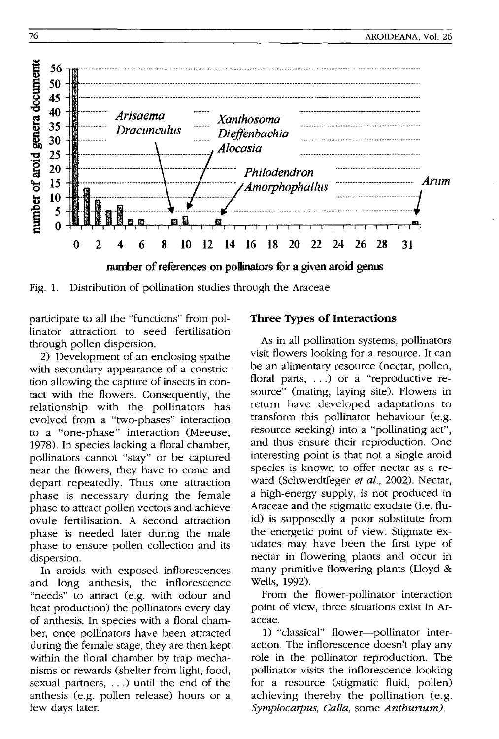Fig. 1. Distribution of pollination studies through the Araceae

participate to all the "functions" from pollinator attraction to seed fertilisation through pollen dispersion.

2) Development of an enclosing spathe with secondary appearance of a constriction allowing the capture of insects in contact with the flowers. Consequently, the relationship with the pollinators has evolved from a "two-phases" interaction to a "one-phase" interaction (Meeuse, 1978). In species lacking a floral chamber, pollinators cannot "stay" or be captured near the flowers, they have to come and depart repeatedly. Thus one attraction phase is necessary during the female phase to attract pollen vectors and achieve ovule fertilisation. A second attraction phase is needed later during the male phase to ensure pollen collection and its dispersion.

In aroids with exposed inflorescences and long anthesis, the inflorescence "needs" to attract (e.g. with odour and heat production) the pollinators every day of anthesis. In species with a floral chamber, once pollinators have been attracted during the female stage, they are then kept within the floral chamber by trap mechanisms or rewards (shelter from light, food, sexual partners, . . .) until the end of the anthesis (e.g. pollen release) hours or a few days later.

## Three Types of Interactions

As in all pollination systems, pollinators visit flowers looking for a resource. It can be an alimentary resource (nectar, pollen, floral parts, . . .) or a "reproductive resource" (mating, laying site). Flowers in return have developed adaptations to transform this pollinator behaviour (e.g. resource seeking) into a "pollinating act", and thus ensure their reproduction. One interesting point is that not a single aroid species is known to offer nectar as a reward (Schwerdtfeger *et al.*, 2002). Nectar, a high-energy supply, is not produced in Araceae and the stigmatic exudate (i.e. fluid) is supposedly a poor substitute from the energetic point of view. Stigmate exudates may have been the first type of nectar in flowering plants and occur in many primitive flowering plants (Lloyd & Wells, 1992).

From the flower-pollinator interaction point of view, three situations exist in Araceae.

1) "classical" flower—pollinator interaction. The inflorescence doesn't play any role in the pollinator reproduction. The pollinator visits the inflorescence looking for a resource (stigmatic fluid, pollen) achieving thereby the pollination (e.g. *Symplocarpus, Calla,* some *Anthurium).*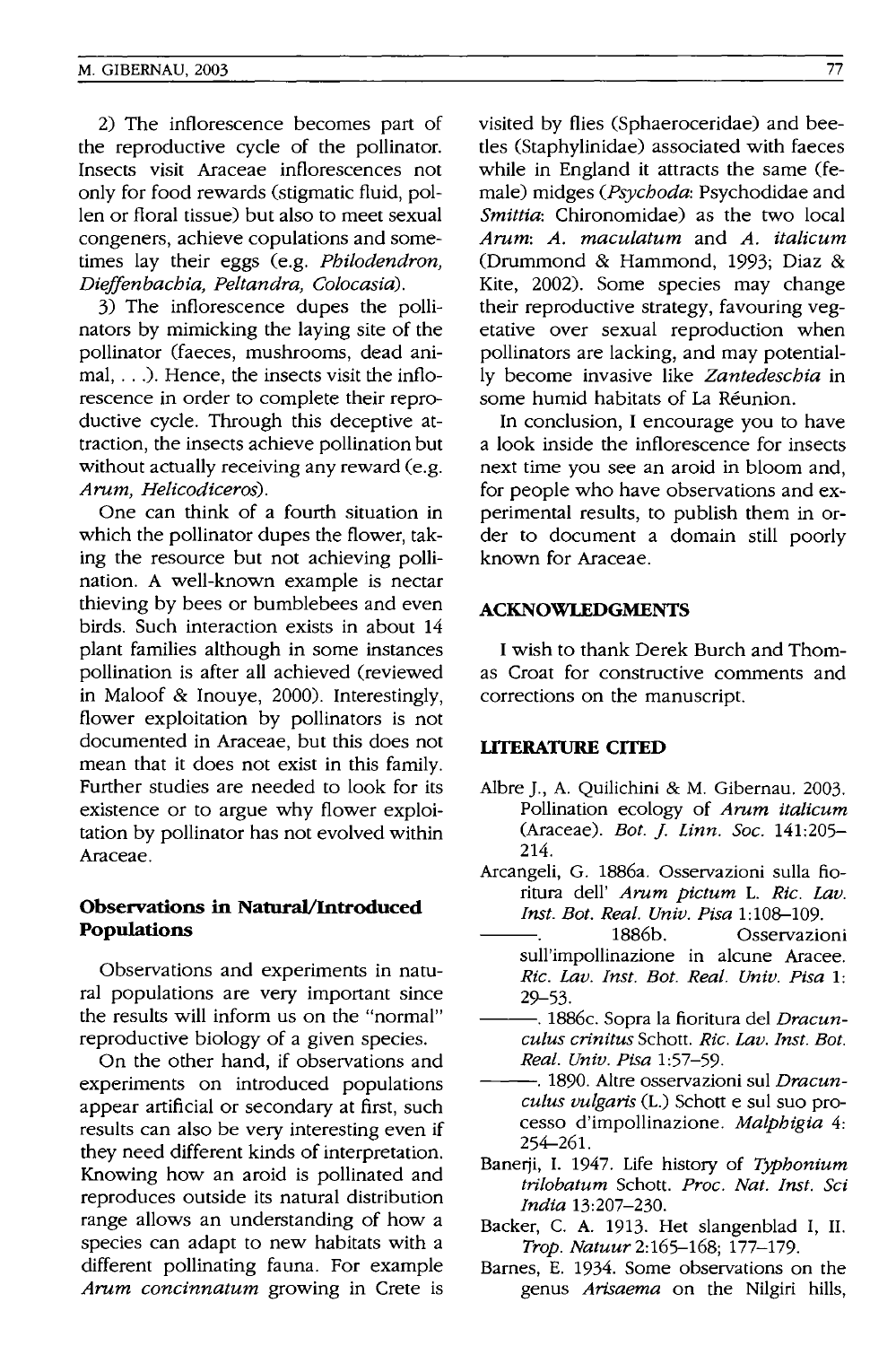2) The inflorescence becomes part of the reproductive cycle of the pollinator. Insects visit Araceae inflorescences not only for food rewards (stigmatic fluid, pollen or floral tissue) but also to meet sexual congeners, achieve copulations and sometimes lay their eggs (e.g. *Philodendron, Dieffenbachia, Peltandra, Colocasia*).

3) The inflorescence dupes the pollinators by mimicking the laying site of the pollinator (faeces, mushrooms, dead animal, . . .). Hence, the insects visit the inflorescence in order to complete their reproductive cycle. Through this deceptive attraction, the insects achieve pollination but without actually receiving any reward (e.g. *Arum, Helicodiceros*).

One can think of a fourth situation in which the pollinator dupes the flower, taking the resource but not achieving pollination. A well-known example is nectar thieving by bees or bumblebees and even birds. Such interaction exists in about 14 plant families although in some instances pollination is after all achieved (reviewed in Maloof & Inouye, 2000). Interestingly, flower exploitation by pollinators is not documented in Araceae, but this does not mean that it does not exist in this family. Further studies are needed to look for its existence or to argue why flower exploitation by pollinator has not evolved within Araceae.

### Observations in Natural/Introduced Populations

Observations and experiments in natural populations are very important since the results will inform us on the "normal" reproductive biology of a given species.

On the other hand, if observations and experiments on introduced populations appear artificial or secondary at first, such results can also be very interesting even if they need different kinds of interpretation. Knowing how an aroid is pollinated and reproduces outside its natural distribution range allows an understanding of how a species can adapt to new habitats with a different pollinating fauna. For example *Arum concinnatum* growing in Crete is visited by flies (Sphaeroceridae) and beetles (Staphylinidae) associated with faeces while in England it attracts the same (female) midges (*Psychoda*: Psychodidae and *Smittia*: Chironomidae) as the two local *Arum*: *A. maculatum* and *A. italicum* (Drummond & Hammond, 1993; Diaz & Kite, 2002). Some species may change their reproductive strategy, favouring vegetative over sexual reproduction when pollinators are lacking, and may potentially become invasive like *Zantedeschia* in some humid habitats of La Réunion.

In conclusion, I encourage you to have a look inside the inflorescence for insects next time you see an aroid in bloom and, for people who have observations and experimental results, to publish them in order to document a domain still poorly known for Araceae.

## ACKNOWLEDGMENTS

I wish to thank Derek Burch and Thomas Croat for constructive comments and corrections on the manuscript.

## LITERATURE CITED

Albre J., A. Quilichini & M. Gibernau. 2003. Pollination ecology of *Arum italicum* (Araceae). *Bot. J. Linn. Soc.* 141:205–214.

Arcangeli, G. 1886a. Osservazioni sulla fioritura dell' *Arum pictum* L. *Ric. Lav. Inst. Bot. Real. Univ. Pisa* 1:108–109.

———. 1886b. Osservazioni sull'impollinazione in alcune Aracee. *Ric. Lav. Inst. Bot. Real. Univ. Pisa* 1: 29–53.

———. 1886c. Sopra la fioritura del *Dracunculus crinitus* Schott. *Ric. Lav. Inst. Bot. Real. Univ. Pisa* 1:57–59.

———. 1890. Altre osservazioni sul *Dracunculus vulgaris* (L.) Schott e sul suo processo d'impollinazione. *Malphigia* 4: 254–261.

Banerji, I. 1947. Life history of *Typhonium trilobatum* Schott. *Proc. Nat. Inst. Sci India* 13:207–230.

Backer, C. A. 1913. Het slangenblad I, II. *Trop. Natuur* 2:165–168; 177–179.

Barnes, E. 1934. Some observations on the genus *Arisaema* on the Nilgiri hills,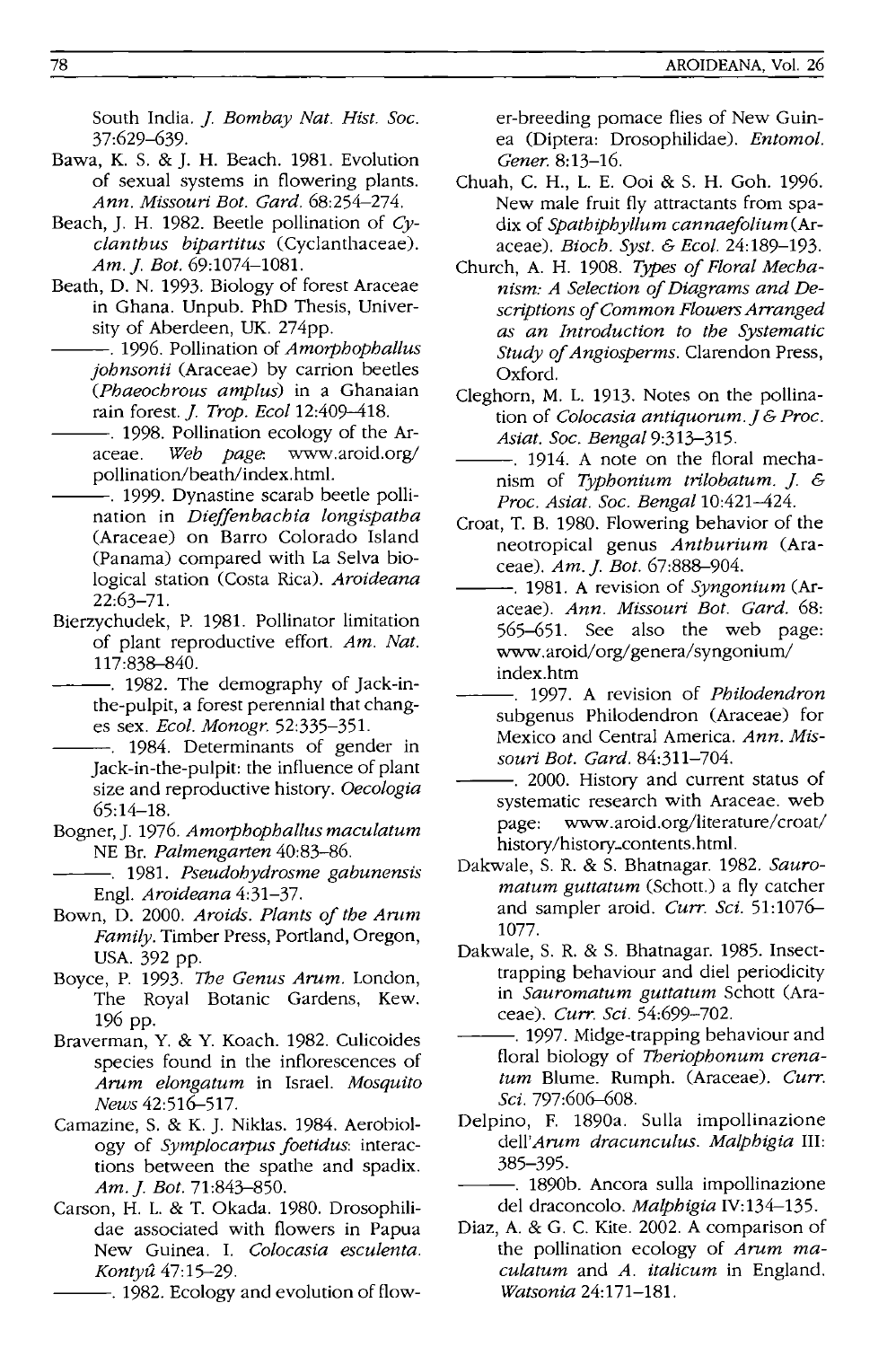South India. *J. Bombay Nat. Hist. Soc.* 37:629–639.

Bawa, K. S. & J. H. Beach. 1981. Evolution of sexual systems in flowering plants. *Ann. Missouri Bot. Gard.* 68:254–274.

Beach, J. H. 1982. Beetle pollination of *Cyclanthus bipartitus* (Cyclanthaceae). *Am. J. Bot.* 69:1074–1081.

Beath, D. N. 1993. Biology of forest Araceae in Ghana. Unpub. PhD Thesis, University of Aberdeen, UK. 274pp.

———. 1996. Pollination of *Amorphophallus johnsonii* (Araceae) by carrion beetles (*Phaeochrous amplus*) in a Ghanaian rain forest. *J. Trop. Ecol* 12:409–418.

———. 1998. Pollination ecology of the Araceae. *Web page*: www.aroid.org/pollination/beath/index.html.

———. 1999. Dynastine scarab beetle pollination in *Dieffenbachia longispatha* (Araceae) on Barro Colorado Island (Panama) compared with La Selva biological station (Costa Rica). *Aroideana* 22:63–71.

Bierzychudek, P. 1981. Pollinator limitation of plant reproductive effort. *Am. Nat.* 117:838–840.

———. 1982. The demography of Jack-in-the-pulpit, a forest perennial that changes sex. *Ecol. Monogr.* 52:335–351.

———. 1984. Determinants of gender in Jack-in-the-pulpit: the influence of plant size and reproductive history. *Oecologia* 65:14–18.

Bogner, J. 1976. *Amorphophallus maculatum* NE Br. *Palmengarten* 40:83–86.

———. 1981. *Pseudohydrosme gabunensis* Engl. *Aroideana* 4:31–37.

Bown, D. 2000. *Aroids. Plants of the Arum Family*. Timber Press, Portland, Oregon, USA. 392 pp.

Boyce, P. 1993. *The Genus Arum*. London, The Royal Botanic Gardens, Kew. 196 pp.

Braverman, Y. & Y. Koach. 1982. Culicoides species found in the inflorescences of *Arum elongatum* in Israel. *Mosquito News* 42:516–517.

Camazine, S. & K. J. Niklas. 1984. Aerobiology of *Symplocarpus foetidus*: interactions between the spathe and spadix. *Am. J. Bot.* 71:843–850.

Carson, H. L. & T. Okada. 1980. Drosophilidae associated with flowers in Papua New Guinea. I. *Colocasia esculenta*. *Kontyû* 47:15–29.

———. 1982. Ecology and evolution of flower-breeding pomace flies of New Guinea (Diptera: Drosophilidae). *Entomol. Gener.* 8:13–16.

Chuah, C. H., L. E. Ooi & S. H. Goh. 1996. New male fruit fly attractants from spadix of *Spathiphyllum cannaefolium* (Araceae). *Bioch. Syst. & Ecol.* 24:189–193.

Church, A. H. 1908. *Types of Floral Mechanism: A Selection of Diagrams and Descriptions of Common Flowers Arranged as an Introduction to the Systematic Study of Angiosperms*. Clarendon Press, Oxford.

Cleghorn, M. L. 1913. Notes on the pollination of *Colocasia antiquorum*. *J & Proc. Asiat. Soc. Bengal* 9:313–315.

———. 1914. A note on the floral mechanism of *Typhonium trilobatum*. *J. & Proc. Asiat. Soc. Bengal* 10:421–424.

Croat, T. B. 1980. Flowering behavior of the neotropical genus *Anthurium* (Araceae). *Am. J. Bot.* 67:888–904.

———. 1981. A revision of *Syngonium* (Araceae). *Ann. Missouri Bot. Gard.* 68: 565–651. See also the web page: www.aroid/org/genera/syngonium/index.htm

———. 1997. A revision of *Philodendron* subgenus Philodendron (Araceae) for Mexico and Central America. *Ann. Missouri Bot. Gard.* 84:311–704.

———. 2000. History and current status of systematic research with Araceae. web page: www.aroid.org/literature/croat/history/history_contents.html.

Dakwale, S. R. & S. Bhatnagar. 1982. *Sauromatum guttatum* (Schott.) a fly catcher and sampler aroid. *Curr. Sci.* 51:1076–1077.

Dakwale, S. R. & S. Bhatnagar. 1985. Insect-trapping behaviour and diel periodicity in *Sauromatum guttatum* Schott (Araceae). *Curr. Sci.* 54:699–702.

———. 1997. Midge-trapping behaviour and floral biology of *Theriophonum crenatum* Blume. Rumph. (Araceae). *Curr. Sci.* 797:606–608.

Delpino, F. 1890a. Sulla impollinazione dell'*Arum dracunculus*. *Malphigia* III: 385–395.

———. 1890b. Ancora sulla impollinazione del draconcolo. *Malphigia* IV:134–135.

Diaz, A. & G. C. Kite. 2002. A comparison of the pollination ecology of *Arum maculatum* and *A. italicum* in England. *Watsonia* 24:171–181.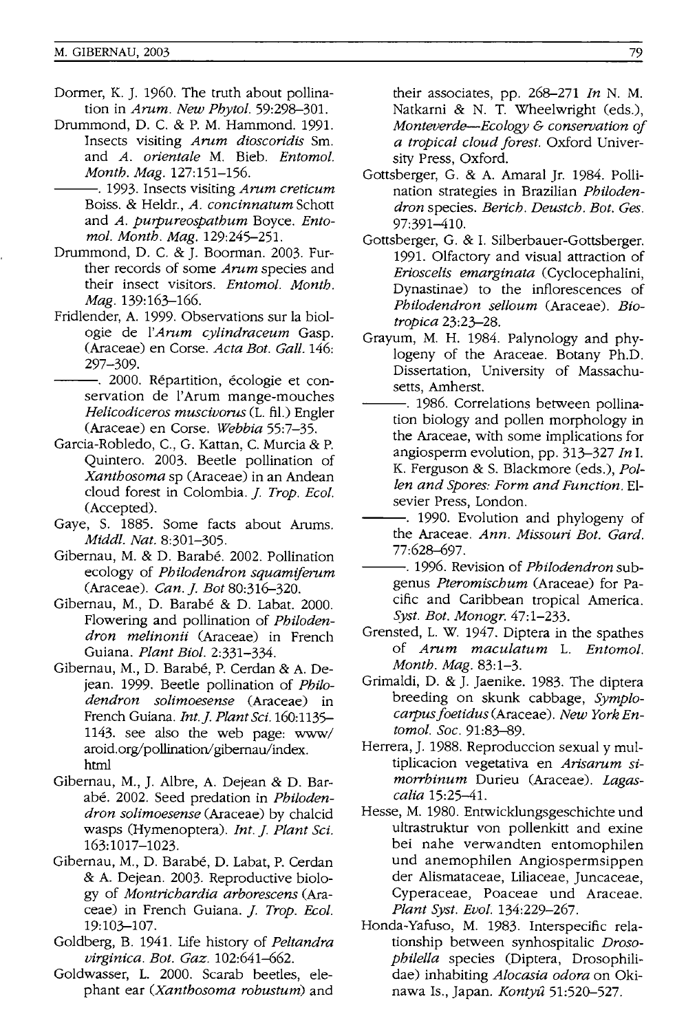Dormer, K. J. 1960. The truth about pollination in *Arum*. *New Phytol.* 59:298–301.

Drummond, D. C. & P. M. Hammond. 1991. Insects visiting *Arum dioscoridis* Sm. and *A. orientale* M. Bieb. *Entomol. Month. Mag.* 127:151–156.

———. 1993. Insects visiting *Arum creticum* Boiss. & Heldr., *A. concinnatum* Schott and *A. purpureospathum* Boyce. *Entomol. Month. Mag.* 129:245–251.

Drummond, D. C. & J. Boorman. 2003. Further records of some *Arum* species and their insect visitors. *Entomol. Month. Mag.* 139:163–166.

Fridlender, A. 1999. Observations sur la biologie de l'*Arum cylindraceum* Gasp. (Araceae) en Corse. *Acta Bot. Gall.* 146: 297–309.

———. 2000. Répartition, écologie et conservation de l'Arum mange-mouches *Helicodiceros muscivorus* (L. fil.) Engler (Araceae) en Corse. *Webbia* 55:7–35.

Garcia-Robledo, C., G. Kattan, C. Murcia & P. Quintero. 2003. Beetle pollination of *Xanthosoma* sp (Araceae) in an Andean cloud forest in Colombia. *J. Trop. Ecol.* (Accepted).

Gaye, S. 1885. Some facts about Arums. *Middl. Nat.* 8:301–305.

Gibernau, M. & D. Barabé. 2002. Pollination ecology of *Philodendron squamiferum* (Araceae). *Can. J. Bot* 80:316–320.

Gibernau, M., D. Barabé & D. Labat. 2000. Flowering and pollination of *Philodendron melinonii* (Araceae) in French Guiana. *Plant Biol.* 2:331–334.

Gibernau, M., D. Barabé, P. Cerdan & A. Dejean. 1999. Beetle pollination of *Philodendron solimoesense* (Araceae) in French Guiana. *Int. J. Plant Sci.* 160:1135–1143. see also the web page: www/aroid.org/pollination/gibernau/index.html

Gibernau, M., J. Albre, A. Dejean & D. Barabé. 2002. Seed predation in *Philodendron solimoesense* (Araceae) by chalcid wasps (Hymenoptera). *Int. J. Plant Sci.* 163:1017–1023.

Gibernau, M., D. Barabé, D. Labat, P. Cerdan & A. Dejean. 2003. Reproductive biology of *Montrichardia arborescens* (Araceae) in French Guiana. *J. Trop. Ecol.* 19:103–107.

Goldberg, B. 1941. Life history of *Peltandra virginica*. *Bot. Gaz.* 102:641–662.

Goldwasser, L. 2000. Scarab beetles, elephant ear (*Xanthosoma robustum*) and their associates, pp. 268–271 *In* N. M. Natkarni & N. T. Wheelwright (eds.), *Monteverde—Ecology & conservation of a tropical cloud forest.* Oxford University Press, Oxford.

Gottsberger, G. & A. Amaral Jr. 1984. Pollination strategies in Brazilian *Philodendron* species. *Berich. Deustch. Bot. Ges.* 97:391–410.

Gottsberger, G. & I. Silberbauer-Gottsberger. 1991. Olfactory and visual attraction of *Erioscelis emarginata* (Cyclocephalini, Dynastinae) to the inflorescences of *Philodendron selloum* (Araceae). *Biotropica* 23:23–28.

Grayum, M. H. 1984. Palynology and phylogeny of the Araceae. Botany Ph.D. Dissertation, University of Massachusetts, Amherst.

———. 1986. Correlations between pollination biology and pollen morphology in the Araceae, with some implications for angiosperm evolution, pp. 313–327 *In* I. K. Ferguson & S. Blackmore (eds.), *Pollen and Spores: Form and Function.* Elsevier Press, London.

———. 1990. Evolution and phylogeny of the Araceae. *Ann. Missouri Bot. Gard.* 77:628–697.

———. 1996. Revision of *Philodendron* subgenus *Pteromischum* (Araceae) for Pacific and Caribbean tropical America. *Syst. Bot. Monogr.* 47:1–233.

Grensted, L. W. 1947. Diptera in the spathes of *Arum maculatum* L. *Entomol. Month. Mag.* 83:1–3.

Grimaldi, D. & J. Jaenike. 1983. The diptera breeding on skunk cabbage, *Symplocarpus foetidus* (Araceae). *New York Entomol. Soc.* 91:83–89.

Herrera, J. 1988. Reproduccion sexual y multiplicacion vegetativa en *Arisarum simorrhinum* Durieu (Araceae). *Lagascalia* 15:25–41.

Hesse, M. 1980. Entwicklungsgeschichte und ultrastruktur von pollenkitt und exine bei nahe verwandten entomophilen und anemophilen Angiospermsippen der Alismataceae, Liliaceae, Juncaceae, Cyperaceae, Poaceae und Araceae. *Plant Syst. Evol.* 134:229–267.

Honda-Yafuso, M. 1983. Interspecific relationship between synhospitalic *Drosophilella* species (Diptera, Drosophilidae) inhabiting *Alocasia odora* on Okinawa Is., Japan. *Kontyû* 51:520–527.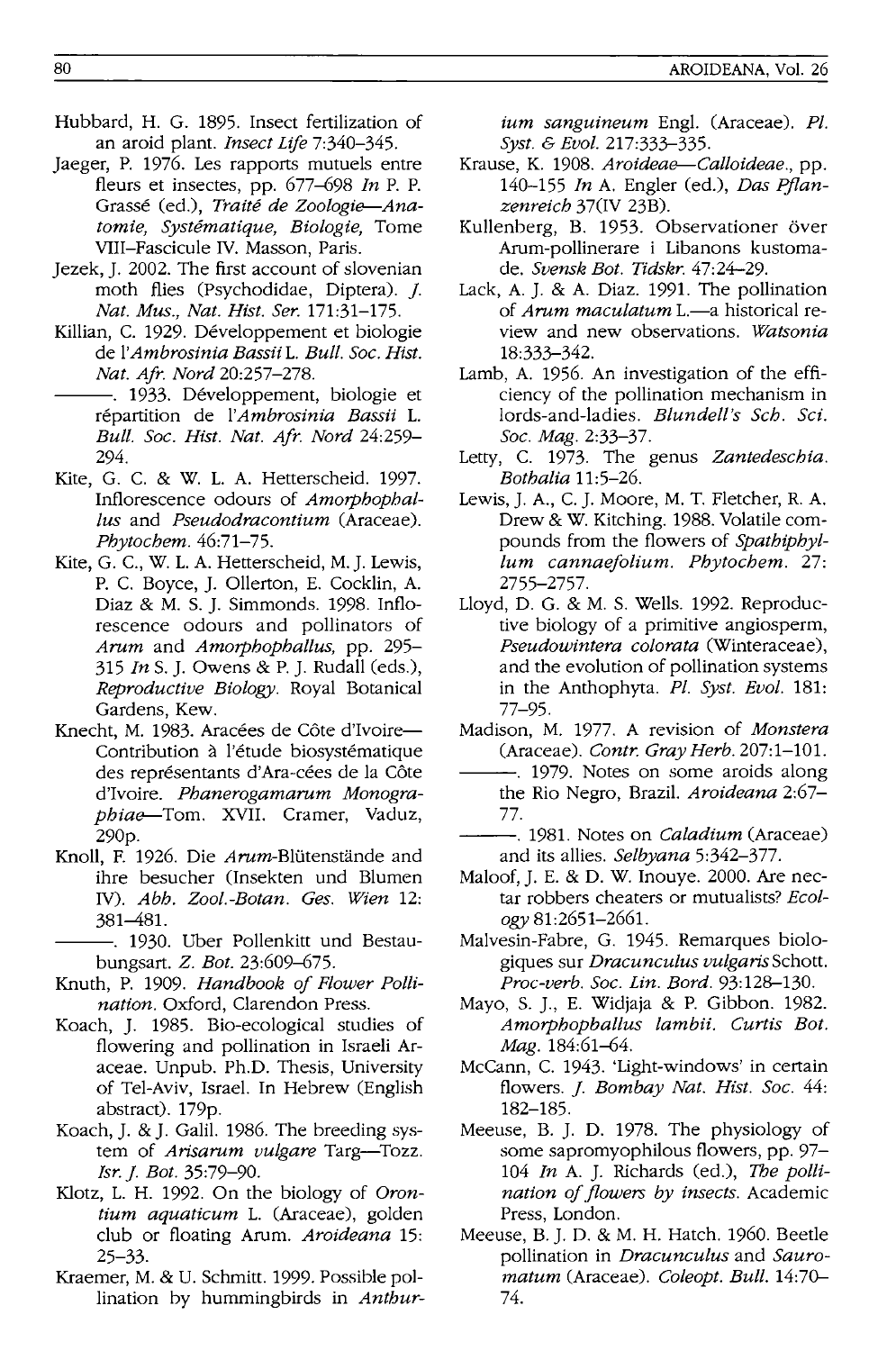Hubbard, H. G. 1895. Insect fertilization of an aroid plant. *Insect Life* 7:340–345.

Jaeger, P. 1976. Les rapports mutuels entre fleurs et insectes, pp. 677–698 *In* P. P. Grassé (ed.), *Traité de Zoologie—Anatomie, Systématique, Biologie,* Tome VIII–Fascicule IV. Masson, Paris.

Jezek, J. 2002. The first account of slovenian moth flies (Psychodidae, Diptera). *J. Nat. Mus., Nat. Hist. Ser.* 171:31–175.

Killian, C. 1929. Développement et biologie de l'*Ambrosinia Bassii* L. *Bull. Soc. Hist. Nat. Afr. Nord* 20:257–278.

———. 1933. Développement, biologie et répartition de l'*Ambrosinia Bassii* L. *Bull. Soc. Hist. Nat. Afr. Nord* 24:259–294.

Kite, G. C. & W. L. A. Hetterscheid. 1997. Inflorescence odours of *Amorphophallus* and *Pseudodracontium* (Araceae). *Phytochem.* 46:71–75.

Kite, G. C., W. L. A. Hetterscheid, M. J. Lewis, P. C. Boyce, J. Ollerton, E. Cocklin, A. Diaz & M. S. J. Simmonds. 1998. Inflorescence odours and pollinators of *Arum* and *Amorphophallus,* pp. 295–315 *In* S. J. Owens & P. J. Rudall (eds.), *Reproductive Biology.* Royal Botanical Gardens, Kew.

Knecht, M. 1983. Aracées de Côte d'Ivoire—Contribution à l'étude biosystématique des représentants d'Ara-cées de la Côte d'Ivoire. *Phanerogamarum Monographiae*—Tom. XVII. Cramer, Vaduz, 290p.

Knoll, F. 1926. Die *Arum*-Blütenstände and ihre besucher (Insekten und Blumen IV). *Abh. Zool.-Botan. Ges. Wien* 12: 381–481.

———. 1930. Uber Pollenkitt und Bestaubungsart. *Z. Bot.* 23:609–675.

Knuth, P. 1909. *Handbook of Flower Pollination.* Oxford, Clarendon Press.

Koach, J. 1985. Bio-ecological studies of flowering and pollination in Israeli Araceae. Unpub. Ph.D. Thesis, University of Tel-Aviv, Israel. In Hebrew (English abstract). 179p.

Koach, J. & J. Galil. 1986. The breeding system of *Arisarum vulgare* Targ—Tozz. *Isr. J. Bot.* 35:79–90.

Klotz, L. H. 1992. On the biology of *Orontium aquaticum* L. (Araceae), golden club or floating Arum. *Aroideana* 15: 25–33.

Kraemer, M. & U. Schmitt. 1999. Possible pollination by hummingbirds in *Anthurium sanguineum* Engl. (Araceae). *Pl. Syst. & Evol.* 217:333–335.

Krause, K. 1908. *Aroideae—Calloideae.*, pp. 140–155 *In* A. Engler (ed.), *Das Pflanzenreich* 37(IV 23B).

Kullenberg, B. 1953. Observationer över Arum-pollinerare i Libanons kustomade. *Svensk Bot. Tidskr.* 47:24–29.

Lack, A. J. & A. Diaz. 1991. The pollination of *Arum maculatum* L.—a historical review and new observations. *Watsonia* 18:333–342.

Lamb, A. 1956. An investigation of the efficiency of the pollination mechanism in lords-and-ladies. *Blundell's Sch. Sci. Soc. Mag.* 2:33–37.

Letty, C. 1973. The genus *Zantedeschia. Bothalia* 11:5–26.

Lewis, J. A., C. J. Moore, M. T. Fletcher, R. A. Drew & W. Kitching. 1988. Volatile compounds from the flowers of *Spathiphyllum cannaefolium. Phytochem.* 27: 2755–2757.

Lloyd, D. G. & M. S. Wells. 1992. Reproductive biology of a primitive angiosperm, *Pseudowintera colorata* (Winteraceae), and the evolution of pollination systems in the Anthophyta. *Pl. Syst. Evol.* 181: 77–95.

Madison, M. 1977. A revision of *Monstera* (Araceae). *Contr. Gray Herb.* 207:1–101.

———. 1979. Notes on some aroids along the Rio Negro, Brazil. *Aroideana* 2:67–77.

———. 1981. Notes on *Caladium* (Araceae) and its allies. *Selbyana* 5:342–377.

Maloof, J. E. & D. W. Inouye. 2000. Are nectar robbers cheaters or mutualists? *Ecology* 81:2651–2661.

Malvesin-Fabre, G. 1945. Remarques biologiques sur *Dracunculus vulgaris* Schott. *Proc-verb. Soc. Lin. Bord.* 93:128–130.

Mayo, S. J., E. Widjaja & P. Gibbon. 1982. *Amorphophallus lambii. Curtis Bot. Mag.* 184:61–64.

McCann, C. 1943. 'Light-windows' in certain flowers. *J. Bombay Nat. Hist. Soc.* 44: 182–185.

Meeuse, B. J. D. 1978. The physiology of some sapromyophilous flowers, pp. 97–104 *In* A. J. Richards (ed.), *The pollination of flowers by insects.* Academic Press, London.

Meeuse, B. J. D. & M. H. Hatch. 1960. Beetle pollination in *Dracunculus* and *Sauromatum* (Araceae). *Coleopt. Bull.* 14:70–74.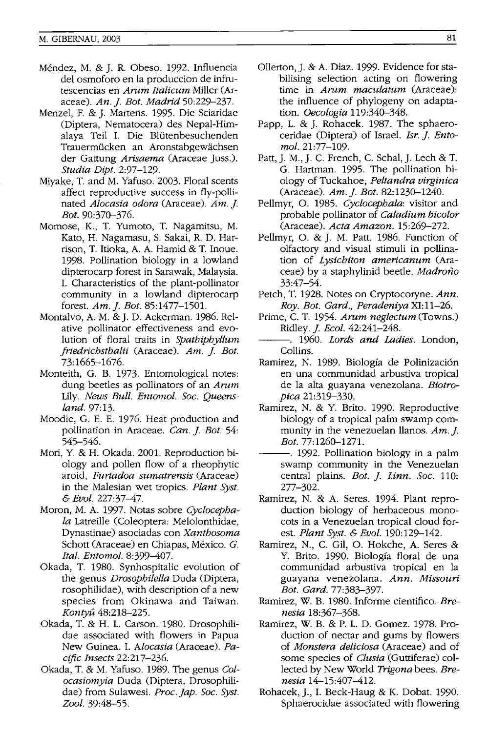Méndez, M. & J. R. Obeso. 1992. Influencia del osmoforo en la produccion de infrutescencias en *Arum Italicum* Miller (Araceae). *An. J. Bot. Madrid* 50:229–237.

Menzel, F. & J. Martens. 1995. Die Sciaridae (Diptera, Nematocera) des Nepal-Himalaya Teil I. Die Blütenbesuchenden Trauermücken an Aronstabgewächsen der Gattung *Arisaema* (Araceae Juss.). *Studia Dipt.* 2:97–129.

Miyake, T. and M. Yafuso. 2003. Floral scents affect reproductive success in fly-pollinated *Alocasia odora* (Araceae). *Am. J. Bot.* 90:370–376.

Momose, K., T. Yumoto, T. Nagamitsu, M. Kato, H. Nagamasu, S. Sakai, R. D. Harrison, T. Itioka, A. A. Hamid & T. Inoue. 1998. Pollination biology in a lowland dipterocarp forest in Sarawak, Malaysia. I. Characteristics of the plant-pollinator community in a lowland dipterocarp forest. *Am. J. Bot.* 85:1477–1501.

Montalvo, A. M. & J. D. Ackerman. 1986. Relative pollinator effectiveness and evolution of floral traits in *Spathiphyllum friedrichsthalii* (Araceae). *Am. J. Bot.* 73:1665–1676.

Monteith, G. B. 1973. Entomological notes: dung beetles as pollinators of an *Arum* Lily. *News Bull. Entomol. Soc. Queensland.* 97:13.

Moodie, G. E. E. 1976. Heat production and pollination in Araceae. *Can. J. Bot.* 54: 545–546.

Mori, Y. & H. Okada. 2001. Reproduction biology and pollen flow of a rheophytic aroid, *Furtadoa sumatrensis* (Araceae) in the Malesian wet tropics. *Plant Syst. & Evol.* 227:37–47.

Moron, M. A. 1997. Notas sobre *Cyclocephala* Latreille (Coleoptera: Melolonthidae, Dynastinae) asociadas con *Xanthosoma* Schott (Araceae) en Chiapas, México. *G. Ital. Entomol.* 8:399–407.

Okada, T. 1980. Synhospitalic evolution of the genus *Drosophilella* Duda (Diptera, rosophilidae), with description of a new species from Okinawa and Taiwan. *Kontyû* 48:218–225.

Okada, T. & H. L. Carson. 1980. Drosophilidae associated with flowers in Papua New Guinea. I. *Alocasia* (Araceae). *Pacific Insects* 22:217–236.

Okada, T. & M. Yafuso. 1989. The genus *Colocasiomyia* Duda (Diptera, Drosophilidae) from Sulawesi. *Proc. Jap. Soc. Syst. Zool.* 39:48–55.

Ollerton, J. & A. Diaz. 1999. Evidence for stabilising selection acting on flowering time in *Arum maculatum* (Araceae): the influence of phylogeny on adaptation. *Oecologia* 119:340–348.

Papp, L. & J. Rohacek. 1987. The sphaeroceridae (Diptera) of Israel. *Isr. J. Entomol.* 21:77–109.

Patt, J. M., J. C. French, C. Schal, J. Lech & T. G. Hartman. 1995. The pollination biology of Tuckahoe, *Peltandra virginica* (Araceae). *Am. J. Bot.* 82:1230–1240.

Pellmyr, O. 1985. *Cyclocephala*: visitor and probable pollinator of *Caladium bicolor* (Araceae). *Acta Amazon.* 15:269–272.

Pellmyr, O. & J. M. Patt. 1986. Function of olfactory and visual stimuli in pollination of *Lysichiton americanum* (Araceae) by a staphylinid beetle. *Madroño* 33:47–54.

Petch, T. 1928. Notes on Cryptocoryne. *Ann. Roy. Bot. Gard., Peradeniya* XI:11–26.

Prime, C. T. 1954. *Arum neglectum* (Towns.) Ridley. *J. Ecol.* 42:241–248.

———. 1960. *Lords and Ladies.* London, Collins.

Ramirez, N. 1989. Biología de Polinización en una communidad arbustiva tropical de la alta guayana venezolana. *Biotropica* 21:319–330.

Ramirez, N. & Y. Brito. 1990. Reproductive biology of a tropical palm swamp community in the venezuelan llanos. *Am. J. Bot.* 77:1260–1271.

———. 1992. Pollination biology in a palm swamp community in the Venezuelan central plains. *Bot. J. Linn. Soc.* 110: 277–302.

Ramirez, N. & A. Seres. 1994. Plant reproduction biology of herbaceous monocots in a Venezuelan tropical cloud forest. *Plant Syst. & Evol.* 190:129–142.

Ramirez, N., C. Gil, O. Hokche, A. Seres & Y. Brito. 1990. Biología floral de una communidad arbustiva tropical en la guayana venezolana. *Ann. Missouri Bot. Gard.* 77:383–397.

Ramirez, W. B. 1980. Informe cientifico. *Brenesia* 18:367–368.

Ramirez, W. B. & P. L. D. Gomez. 1978. Production of nectar and gums by flowers of *Monstera deliciosa* (Araceae) and of some species of *Clusia* (Guttiferae) collected by New World *Trigona* bees. *Brenesia* 14–15:407–412.

Rohacek, J., I. Beck-Haug & K. Dobat. 1990. Sphaerocidae associated with flowering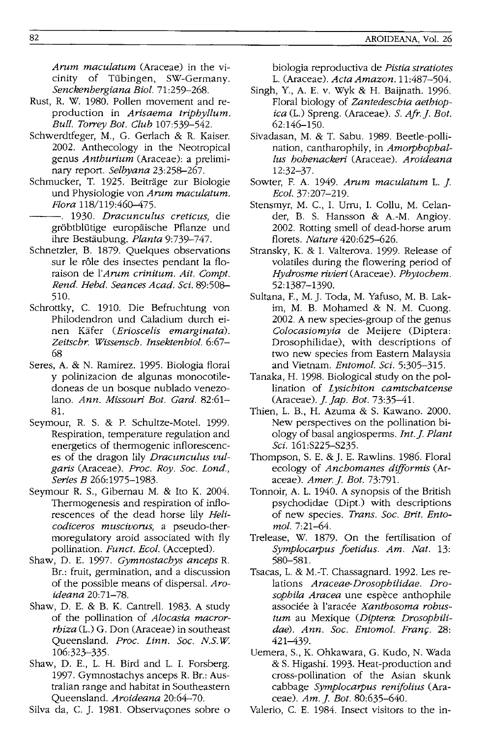*Arum maculatum* (Araceae) in the vicinity of Tübingen, SW-Germany. *Senckenbergiana Biol.* 71:259–268.

Rust, R. W. 1980. Pollen movement and reproduction in *Arisaema triphyllum*. *Bull. Torrey Bot. Club* 107:539–542.

Schwerdtfeger, M., G. Gerlach & R. Kaiser. 2002. Anthecology in the Neotropical genus *Anthurium* (Araceae): a preliminary report. *Selbyana* 23:258–267.

Schmucker, T. 1925. Beiträge zur Biologie und Physiologie von *Arum maculatum*. *Flora* 118/119:460–475.

———. 1930. *Dracunculus creticus*, die gröbtblütige europäische Pflanze und ihre Bestäubung. *Planta* 9:739–747.

Schnetzler, B. 1879. Quelques observations sur le rôle des insectes pendant la floraison de l'*Arum crinitum*. *Ait. Compt. Rend. Hebd. Seances Acad. Sci.* 89:508–510.

Schrottky, C. 1910. Die Befruchtung von Philodendron und Caladium durch einen Käfer (*Erioscelis emarginata*). *Zeitschr. Wissensch. Insektenbiol.* 6:67–68

Seres, A. & N. Ramirez. 1995. Biologia floral y polinizacion de algunas monocotiledoneas de un bosque nublado venezolano. *Ann. Missouri Bot. Gard.* 82:61–81.

Seymour, R. S. & P. Schultze-Motel. 1999. Respiration, temperature regulation and energetics of thermogenic inflorescences of the dragon lily *Dracunculus vulgaris* (Araceae). *Proc. Roy. Soc. Lond., Series B* 266:1975–1983.

Seymour R. S., Gibernau M. & Ito K. 2004. Thermogenesis and respiration of inflorescences of the dead horse lily *Helicodiceros muscivorus*, a pseudo-thermoregulatory aroid associated with fly pollination. *Funct. Ecol.* (Accepted).

Shaw, D. E. 1997. *Gymnostachys anceps* R. Br.: fruit, germination, and a discussion of the possible means of dispersal. *Aroideana* 20:71–78.

Shaw, D. E. & B. K. Cantrell. 1983. A study of the pollination of *Alocasia macrorrhiza* (L.) G. Don (Araceae) in southeast Queensland. *Proc. Linn. Soc. N.S.W.* 106:323–335.

Shaw, D. E., L. H. Bird and L. I. Forsberg. 1997. Gymnostachys anceps R. Br.: Australian range and habitat in Southeastern Queensland. *Aroideana* 20:64–70.

Silva da, C. J. 1981. Observaçones sobre o biologia reproductiva de *Pistia stratiotes* L. (Araceae). *Acta Amazon.* 11:487–504.

Singh, Y., A. E. v. Wyk & H. Baijnath. 1996. Floral biology of *Zantedeschia aethiopica* (L.) Spreng. (Araceae). *S. Afr. J. Bot.* 62:146–150.

Sivadasan, M. & T. Sabu. 1989. Beetle-pollination, cantharophily, in *Amorphophallus hohenackeri* (Araceae). *Aroideana* 12:32–37.

Sowter, F. A. 1949. *Arum maculatum* L. *J. Ecol.* 37:207–219.

Stensmyr, M. C., I. Urru, I. Collu, M. Celander, B. S. Hansson & A.-M. Angioy. 2002. Rotting smell of dead-horse arum florets. *Nature* 420:625–626.

Stransky, K. & I. Valterova. 1999. Release of volatiles during the flowering period of *Hydrosme rivieri* (Araceae). *Phytochem.* 52:1387–1390.

Sultana, F., M. J. Toda, M. Yafuso, M. B. Lakim, M. B. Mohamed & N. M. Cuong. 2002. A new species-group of the genus *Colocasiomyia* de Meijere (Diptera: Drosophilidae), with descriptions of two new species from Eastern Malaysia and Vietnam. *Entomol. Sci.* 5:305–315.

Tanaka, H. 1998. Biological study on the pollination of *Lysichiton camtschatcense* (Araceae). *J. Jap. Bot.* 73:35–41.

Thien, L. B., H. Azuma & S. Kawano. 2000. New perspectives on the pollination biology of basal angiosperms. *Int. J. Plant Sci.* 161:S225–S235.

Thompson, S. E. & J. E. Rawlins. 1986. Floral ecology of *Anchomanes difformis* (Araceae). *Amer. J. Bot.* 73:791.

Tonnoir, A. L. 1940. A synopsis of the British psychodidae (Dipt.) with descriptions of new species. *Trans. Soc. Brit. Entomol.* 7:21–64.

Trelease, W. 1879. On the fertilisation of *Symplocarpus foetidus*. *Am. Nat.* 13: 580–581.

Tsacas, L. & M.-T. Chassagnard. 1992. Les relations *Araceae-Drosophilidae*. *Drosophila Aracea* une espèce anthophile associée à l'aracée *Xanthosoma robustum* au Mexique (*Diptera: Drosophilidae*). *Ann. Soc. Entomol. Franç.* 28: 421–439.

Uemera, S., K. Ohkawara, G. Kudo, N. Wada & S. Higashi. 1993. Heat-production and cross-pollination of the Asian skunk cabbage *Symplocarpus renifolius* (Araceae). *Am. J. Bot.* 80:635–640.

Valerio, C. E. 1984. Insect visitors to the in-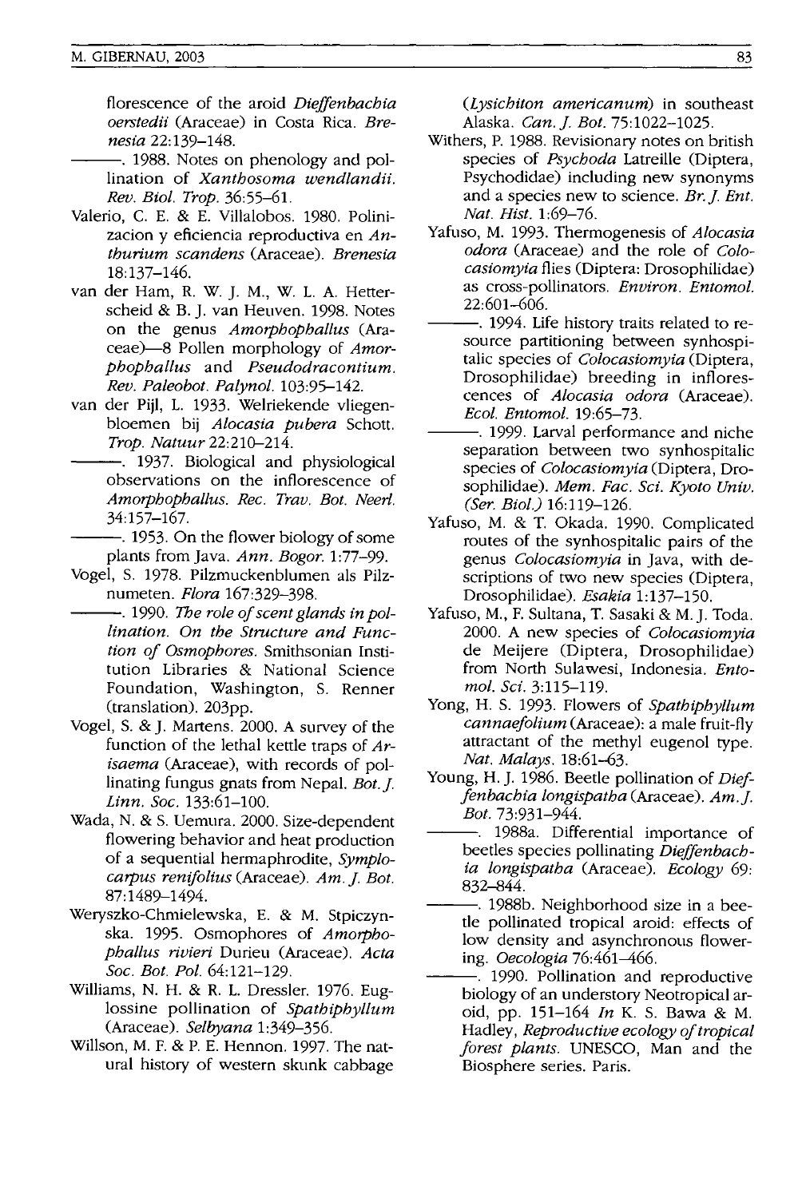florescence of the aroid *Dieffenbachia oerstedii* (Araceae) in Costa Rica. *Brenesia* 22:139–148.

———. 1988. Notes on phenology and pollination of *Xanthosoma wendlandii*. *Rev. Biol. Trop.* 36:55–61.

Valerio, C. E. & E. Villalobos. 1980. Polinizacion y eficiencia reproductiva en *Anthurium scandens* (Araceae). *Brenesia* 18:137–146.

van der Ham, R. W. J. M., W. L. A. Hetterscheid & B. J. van Heuven. 1998. Notes on the genus *Amorphophallus* (Araceae)—8 Pollen morphology of *Amorphophallus* and *Pseudodracontium*. *Rev. Paleobot. Palynol.* 103:95–142.

van der Pijl, L. 1933. Welriekende vliegenbloemen bij *Alocasia pubera* Schott. *Trop. Natuur* 22:210–214.

———. 1937. Biological and physiological observations on the inflorescence of *Amorphophallus*. *Rec. Trav. Bot. Neerl.* 34:157–167.

———. 1953. On the flower biology of some plants from Java. *Ann. Bogor.* 1:77–99.

Vogel, S. 1978. Pilzmuckenblumen als Pilznumeten. *Flora* 167:329–398.

———. 1990. *The role of scent glands in pollination. On the Structure and Function of Osmophores.* Smithsonian Institution Libraries & National Science Foundation, Washington, S. Renner (translation). 203pp.

Vogel, S. & J. Martens. 2000. A survey of the function of the lethal kettle traps of *Arisaema* (Araceae), with records of pollinating fungus gnats from Nepal. *Bot. J. Linn. Soc.* 133:61–100.

Wada, N. & S. Uemura. 2000. Size-dependent flowering behavior and heat production of a sequential hermaphrodite, *Symplocarpus renifolius* (Araceae). *Am. J. Bot.* 87:1489–1494.

Weryszko-Chmielewska, E. & M. Stpiczynska. 1995. Osmophores of *Amorphophallus rivieri* Durieu (Araceae). *Acta Soc. Bot. Pol.* 64:121–129.

Williams, N. H. & R. L. Dressler. 1976. Euglossine pollination of *Spathiphyllum* (Araceae). *Selbyana* 1:349–356.

Willson, M. F. & P. E. Hennon. 1997. The natural history of western skunk cabbage (*Lysichiton americanum*) in southeast Alaska. *Can. J. Bot.* 75:1022–1025.

Withers, P. 1988. Revisionary notes on british species of *Psychoda* Latreille (Diptera, Psychodidae) including new synonyms and a species new to science. *Br. J. Ent. Nat. Hist.* 1:69–76.

Yafuso, M. 1993. Thermogenesis of *Alocasia odora* (Araceae) and the role of *Colocasiomyia* flies (Diptera: Drosophilidae) as cross-pollinators. *Environ. Entomol.* 22:601–606.

———. 1994. Life history traits related to resource partitioning between synhospitalic species of *Colocasiomyia* (Diptera, Drosophilidae) breeding in inflorescences of *Alocasia odora* (Araceae). *Ecol. Entomol.* 19:65–73.

———. 1999. Larval performance and niche separation between two synhospitalic species of *Colocasiomyia* (Diptera, Drosophilidae). *Mem. Fac. Sci. Kyoto Univ. (Ser. Biol.)* 16:119–126.

Yafuso, M. & T. Okada. 1990. Complicated routes of the synhospitalic pairs of the genus *Colocasiomyia* in Java, with descriptions of two new species (Diptera, Drosophilidae). *Esakia* 1:137–150.

Yafuso, M., F. Sultana, T. Sasaki & M. J. Toda. 2000. A new species of *Colocasiomyia* de Meijere (Diptera, Drosophilidae) from North Sulawesi, Indonesia. *Entomol. Sci.* 3:115–119.

Yong, H. S. 1993. Flowers of *Spathiphyllum cannaefolium* (Araceae): a male fruit-fly attractant of the methyl eugenol type. *Nat. Malays.* 18:61–63.

Young, H. J. 1986. Beetle pollination of *Dieffenbachia longispatha* (Araceae). *Am. J. Bot.* 73:931–944.

———. 1988a. Differential importance of beetles species pollinating *Dieffenbachia longispatha* (Araceae). *Ecology* 69: 832–844.

———. 1988b. Neighborhood size in a beetle pollinated tropical aroid: effects of low density and asynchronous flowering. *Oecologia* 76:461–466.

———. 1990. Pollination and reproductive biology of an understory Neotropical aroid, pp. 151–164 *In* K. S. Bawa & M. Hadley, *Reproductive ecology of tropical forest plants.* UNESCO, Man and the Biosphere series. Paris.